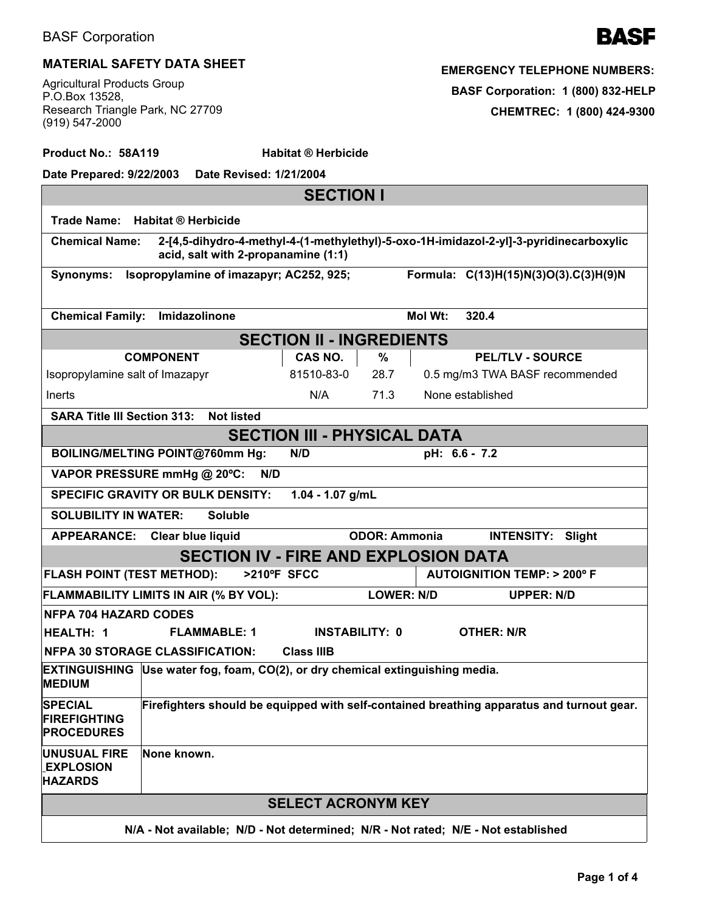BASF Corporation

**BASF**

## MATERIAL SAFETY DATA SHEET

Agricultural Products Group
P.O.Box 13528,
Research Triangle Park, NC 27709
(919) 547-2000

**EMERGENCY TELEPHONE NUMBERS:**

**BASF Corporation: 1 (800) 832-HELP**

**CHEMTREC: 1 (800) 424-9300**

**Product No.: 58A119** **Habitat ® Herbicide**

**Date Prepared: 9/22/2003 Date Revised: 1/21/2004**

## SECTION I

**Trade Name:** **Habitat ® Herbicide**

**Chemical Name:** **2-[4,5-dihydro-4-methyl-4-(1-methylethyl)-5-oxo-1H-imidazol-2-yl]-3-pyridinecarboxylic acid, salt with 2-propanamine (1:1)**

**Synonyms:** **Isopropylamine of imazapyr; AC252, 925;** **Formula:** **C(13)H(15)N(3)O(3).C(3)H(9)N**

**Chemical Family:** **Imidazolinone** **Mol Wt:** **320.4**

## SECTION II - INGREDIENTS

| COMPONENT | CAS NO. | % | PEL/TLV - SOURCE |
|---|---|---|---|
| Isopropylamine salt of Imazapyr | 81510-83-0 | 28.7 | 0.5 mg/m3 TWA BASF recommended |
| Inerts | N/A | 71.3 | None established |

**SARA Title III Section 313:** **Not listed**

## SECTION III - PHYSICAL DATA

**BOILING/MELTING POINT@760mm Hg:** **N/D** **pH: 6.6 - 7.2**

**VAPOR PRESSURE mmHg @ 20ºC:** **N/D**

**SPECIFIC GRAVITY OR BULK DENSITY:** **1.04 - 1.07 g/mL**

**SOLUBILITY IN WATER:** **Soluble**

**APPEARANCE:** **Clear blue liquid** **ODOR: Ammonia** **INTENSITY: Slight**

## SECTION IV - FIRE AND EXPLOSION DATA

**FLASH POINT (TEST METHOD):** **>210ºF SFCC** **AUTOIGNITION TEMP: > 200º F**

**FLAMMABILITY LIMITS IN AIR (% BY VOL):** **LOWER: N/D** **UPPER: N/D**

**NFPA 704 HAZARD CODES**

**HEALTH: 1** **FLAMMABLE: 1** **INSTABILITY: 0** **OTHER: N/R**

**NFPA 30 STORAGE CLASSIFICATION:** **Class IIIB**

| | |
|---|---|
| **EXTINGUISHING MEDIUM** | **Use water fog, foam, CO(2), or dry chemical extinguishing media.** |
| **SPECIAL FIREFIGHTING PROCEDURES** | **Firefighters should be equipped with self-contained breathing apparatus and turnout gear.** |
| **UNUSUAL FIRE EXPLOSION HAZARDS** | **None known.** |

## SELECT ACRONYM KEY

**N/A - Not available; N/D - Not determined; N/R - Not rated; N/E - Not established**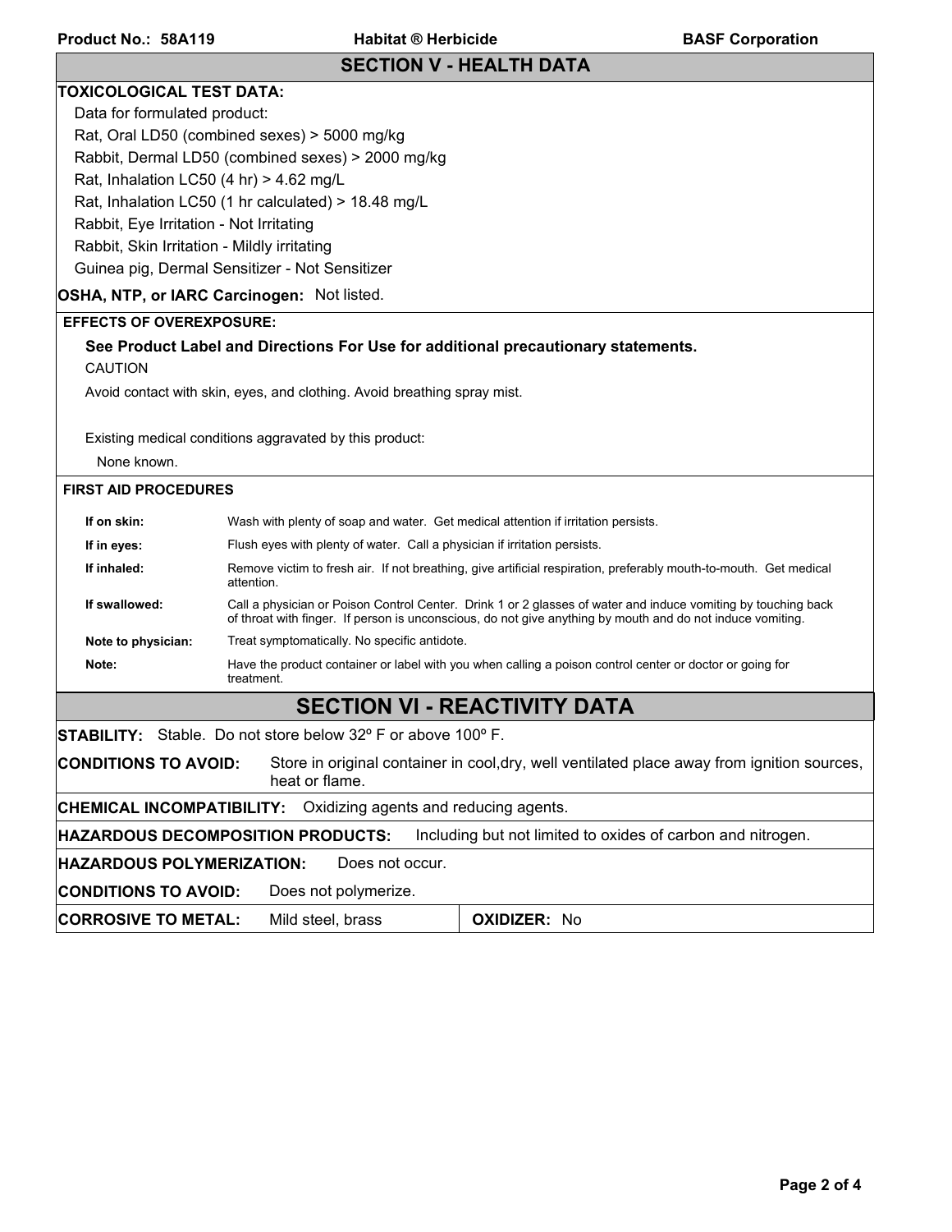## SECTION V - HEALTH DATA

**TOXICOLOGICAL TEST DATA:**

Data for formulated product:

Rat, Oral LD50 (combined sexes) > 5000 mg/kg

Rabbit, Dermal LD50 (combined sexes) > 2000 mg/kg

Rat, Inhalation LC50 (4 hr) > 4.62 mg/L

Rat, Inhalation LC50 (1 hr calculated) > 18.48 mg/L

Rabbit, Eye Irritation - Not Irritating

Rabbit, Skin Irritation - Mildly irritating

Guinea pig, Dermal Sensitizer - Not Sensitizer

**OSHA, NTP, or IARC Carcinogen:** Not listed.

**EFFECTS OF OVEREXPOSURE:**

**See Product Label and Directions For Use for additional precautionary statements.**

CAUTION

Avoid contact with skin, eyes, and clothing. Avoid breathing spray mist.

Existing medical conditions aggravated by this product:

None known.

**FIRST AID PROCEDURES**

| | |
|---|---|
| **If on skin:** | Wash with plenty of soap and water. Get medical attention if irritation persists. |
| **If in eyes:** | Flush eyes with plenty of water. Call a physician if irritation persists. |
| **If inhaled:** | Remove victim to fresh air. If not breathing, give artificial respiration, preferably mouth-to-mouth. Get medical attention. |
| **If swallowed:** | Call a physician or Poison Control Center. Drink 1 or 2 glasses of water and induce vomiting by touching back of throat with finger. If person is unconscious, do not give anything by mouth and do not induce vomiting. |
| **Note to physician:** | Treat symptomatically. No specific antidote. |
| **Note:** | Have the product container or label with you when calling a poison control center or doctor or going for treatment. |

## SECTION VI - REACTIVITY DATA

**STABILITY:** Stable. Do not store below 32º F or above 100º F.

**CONDITIONS TO AVOID:** Store in original container in cool,dry, well ventilated place away from ignition sources, heat or flame.

**CHEMICAL INCOMPATIBILITY:** Oxidizing agents and reducing agents.

**HAZARDOUS DECOMPOSITION PRODUCTS:** Including but not limited to oxides of carbon and nitrogen.

**HAZARDOUS POLYMERIZATION:** Does not occur.

**CONDITIONS TO AVOID:** Does not polymerize.

**CORROSIVE TO METAL:** Mild steel, brass | **OXIDIZER:** No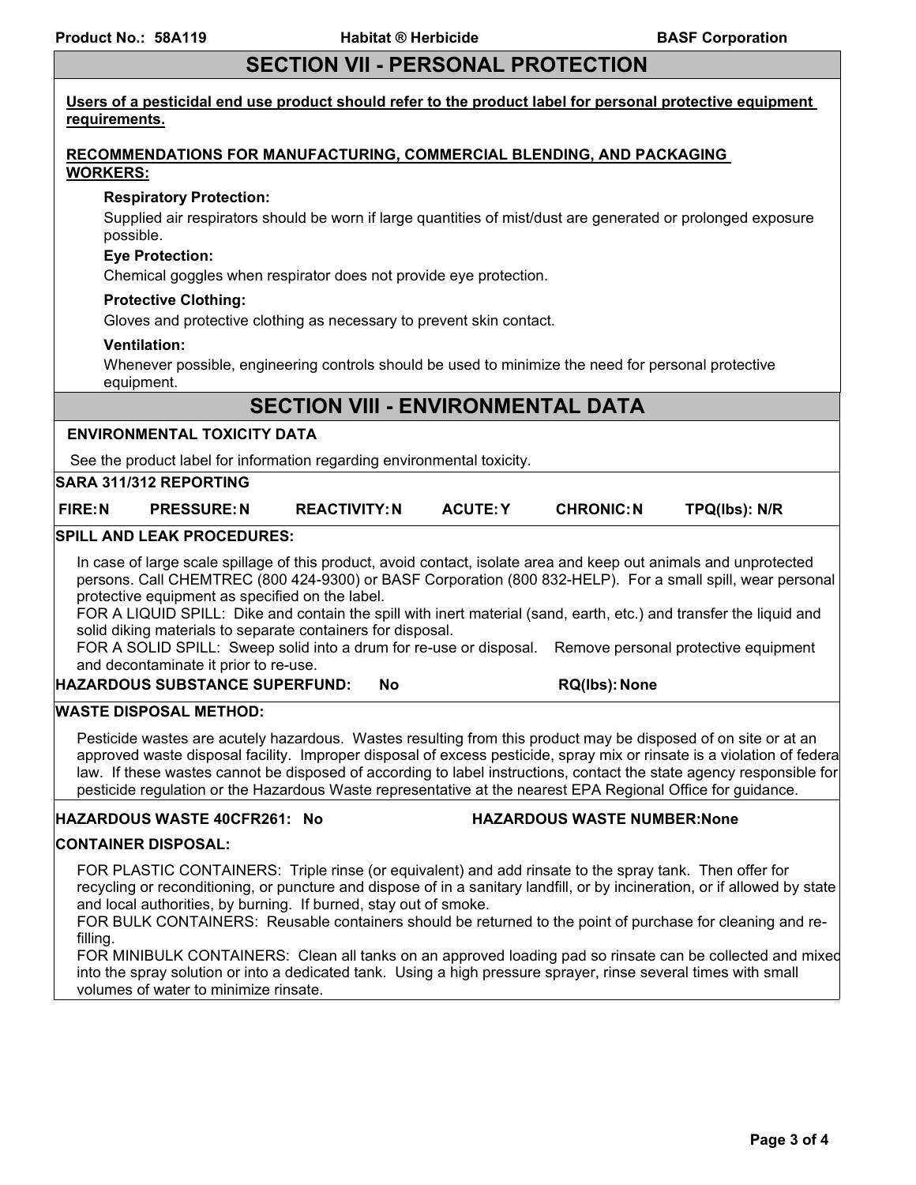## SECTION VII - PERSONAL PROTECTION

**Users of a pesticidal end use product should refer to the product label for personal protective equipment requirements.**

**RECOMMENDATIONS FOR MANUFACTURING, COMMERCIAL BLENDING, AND PACKAGING WORKERS:**

**Respiratory Protection:**

Supplied air respirators should be worn if large quantities of mist/dust are generated or prolonged exposure possible.

**Eye Protection:**

Chemical goggles when respirator does not provide eye protection.

**Protective Clothing:**

Gloves and protective clothing as necessary to prevent skin contact.

**Ventilation:**

Whenever possible, engineering controls should be used to minimize the need for personal protective equipment.

## SECTION VIII - ENVIRONMENTAL DATA

**ENVIRONMENTAL TOXICITY DATA**

See the product label for information regarding environmental toxicity.

**SARA 311/312 REPORTING**

| FIRE: N | PRESSURE: N | REACTIVITY: N | ACUTE: Y | CHRONIC: N | TPQ(lbs): N/R |
|---|---|---|---|---|---|

**SPILL AND LEAK PROCEDURES:**

In case of large scale spillage of this product, avoid contact, isolate area and keep out animals and unprotected persons. Call CHEMTREC (800 424-9300) or BASF Corporation (800 832-HELP). For a small spill, wear personal protective equipment as specified on the label.
FOR A LIQUID SPILL: Dike and contain the spill with inert material (sand, earth, etc.) and transfer the liquid and solid diking materials to separate containers for disposal.
FOR A SOLID SPILL: Sweep solid into a drum for re-use or disposal. Remove personal protective equipment and decontaminate it prior to re-use.

**HAZARDOUS SUBSTANCE SUPERFUND: No** **RQ(lbs): None**

**WASTE DISPOSAL METHOD:**

Pesticide wastes are acutely hazardous. Wastes resulting from this product may be disposed of on site or at an approved waste disposal facility. Improper disposal of excess pesticide, spray mix or rinsate is a violation of federal law. If these wastes cannot be disposed of according to label instructions, contact the state agency responsible for pesticide regulation or the Hazardous Waste representative at the nearest EPA Regional Office for guidance.

**HAZARDOUS WASTE 40CFR261: No** **HAZARDOUS WASTE NUMBER: None**

**CONTAINER DISPOSAL:**

FOR PLASTIC CONTAINERS: Triple rinse (or equivalent) and add rinsate to the spray tank. Then offer for recycling or reconditioning, or puncture and dispose of in a sanitary landfill, or by incineration, or if allowed by state and local authorities, by burning. If burned, stay out of smoke.
FOR BULK CONTAINERS: Reusable containers should be returned to the point of purchase for cleaning and re-filling.
FOR MINIBULK CONTAINERS: Clean all tanks on an approved loading pad so rinsate can be collected and mixed into the spray solution or into a dedicated tank. Using a high pressure sprayer, rinse several times with small volumes of water to minimize rinsate.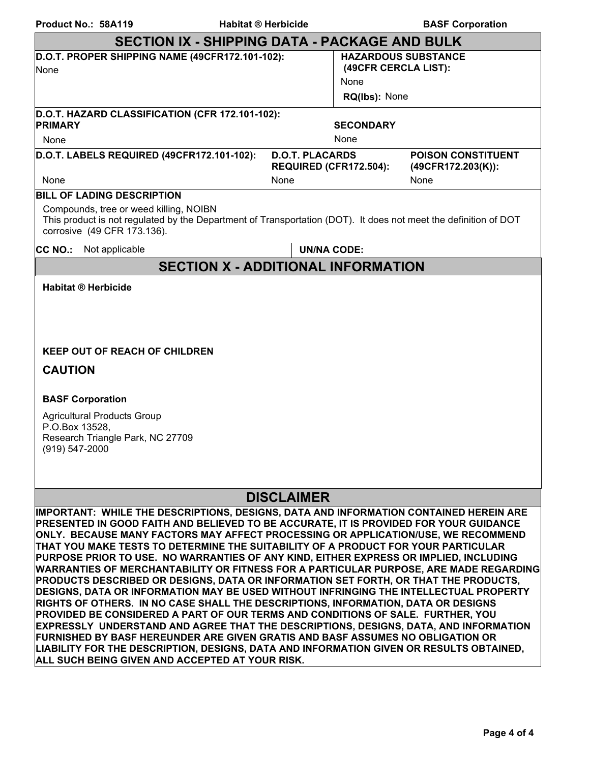## SECTION IX - SHIPPING DATA - PACKAGE AND BULK

| | |
|---|---|
| **D.O.T. PROPER SHIPPING NAME (49CFR172.101-102):** None | **HAZARDOUS SUBSTANCE (49CFR CERCLA LIST):** None **RQ(lbs):** None |

**D.O.T. HAZARD CLASSIFICATION (CFR 172.101-102):**

| **PRIMARY** | **SECONDARY** |
|---|---|
| None | None |

| **D.O.T. LABELS REQUIRED (49CFR172.101-102):** | **D.O.T. PLACARDS REQUIRED (CFR172.504):** | **POISON CONSTITUENT (49CFR172.203(K)):** |
|---|---|---|
| None | None | None |

**BILL OF LADING DESCRIPTION**

Compounds, tree or weed killing, NOIBN
This product is not regulated by the Department of Transportation (DOT). It does not meet the definition of DOT corrosive (49 CFR 173.136).

**CC NO.:** Not applicable **UN/NA CODE:**

## SECTION X - ADDITIONAL INFORMATION

**Habitat ® Herbicide**

**KEEP OUT OF REACH OF CHILDREN**

**CAUTION**

**BASF Corporation**

Agricultural Products Group
P.O.Box 13528,
Research Triangle Park, NC 27709
(919) 547-2000

## DISCLAIMER

**IMPORTANT: WHILE THE DESCRIPTIONS, DESIGNS, DATA AND INFORMATION CONTAINED HEREIN ARE PRESENTED IN GOOD FAITH AND BELIEVED TO BE ACCURATE, IT IS PROVIDED FOR YOUR GUIDANCE ONLY. BECAUSE MANY FACTORS MAY AFFECT PROCESSING OR APPLICATION/USE, WE RECOMMEND THAT YOU MAKE TESTS TO DETERMINE THE SUITABILITY OF A PRODUCT FOR YOUR PARTICULAR PURPOSE PRIOR TO USE. NO WARRANTIES OF ANY KIND, EITHER EXPRESS OR IMPLIED, INCLUDING WARRANTIES OF MERCHANTABILITY OR FITNESS FOR A PARTICULAR PURPOSE, ARE MADE REGARDING PRODUCTS DESCRIBED OR DESIGNS, DATA OR INFORMATION SET FORTH, OR THAT THE PRODUCTS, DESIGNS, DATA OR INFORMATION MAY BE USED WITHOUT INFRINGING THE INTELLECTUAL PROPERTY RIGHTS OF OTHERS. IN NO CASE SHALL THE DESCRIPTIONS, INFORMATION, DATA OR DESIGNS PROVIDED BE CONSIDERED A PART OF OUR TERMS AND CONDITIONS OF SALE. FURTHER, YOU EXPRESSLY UNDERSTAND AND AGREE THAT THE DESCRIPTIONS, DESIGNS, DATA, AND INFORMATION FURNISHED BY BASF HEREUNDER ARE GIVEN GRATIS AND BASF ASSUMES NO OBLIGATION OR LIABILITY FOR THE DESCRIPTION, DESIGNS, DATA AND INFORMATION GIVEN OR RESULTS OBTAINED, ALL SUCH BEING GIVEN AND ACCEPTED AT YOUR RISK.**